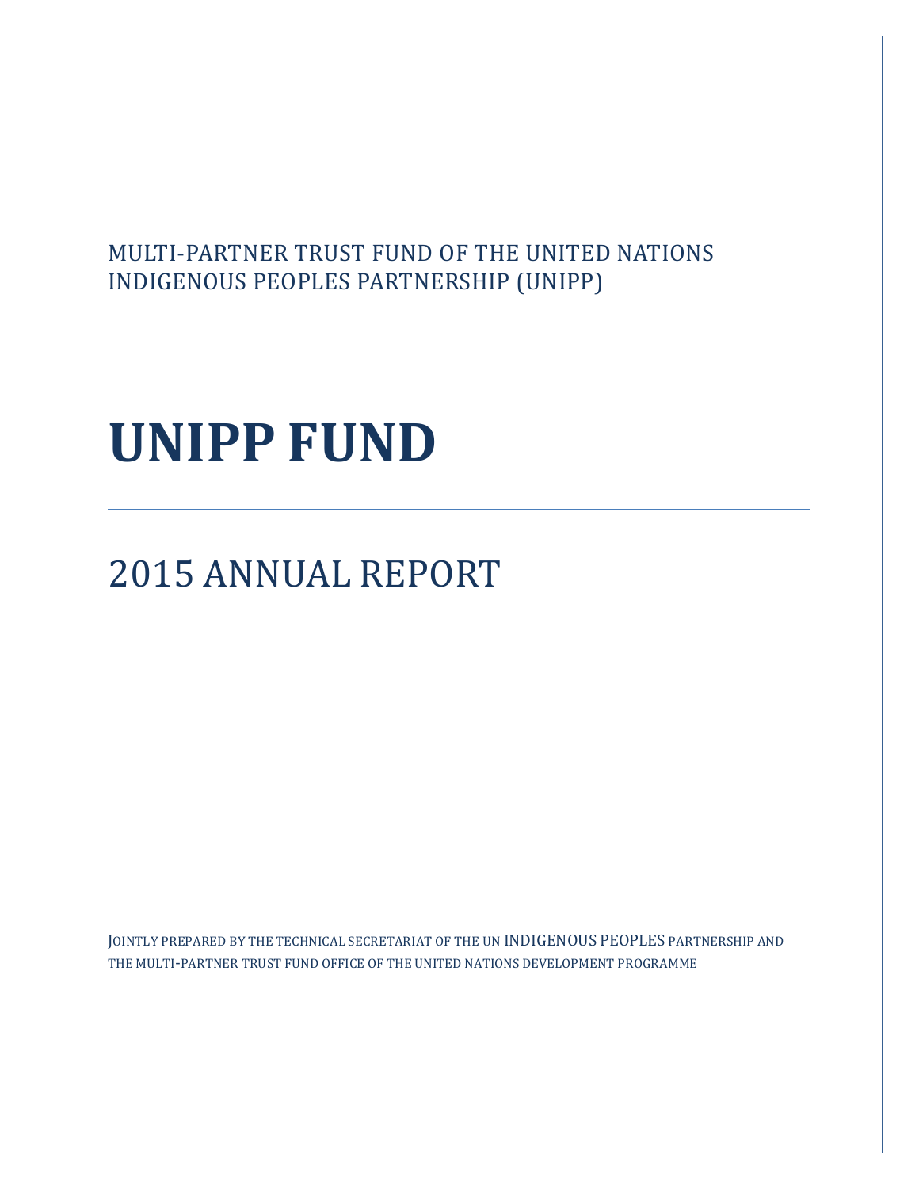MULTI-PARTNER TRUST FUND OF THE UNITED NATIONS INDIGENOUS PEOPLES PARTNERSHIP (UNIPP)

# UNIPP FUND

---

## 2015 ANNUAL REPORT

JOINTLY PREPARED BY THE TECHNICAL SECRETARIAT OF THE UN INDIGENOUS PEOPLES PARTNERSHIP AND THE MULTI-PARTNER TRUST FUND OFFICE OF THE UNITED NATIONS DEVELOPMENT PROGRAMME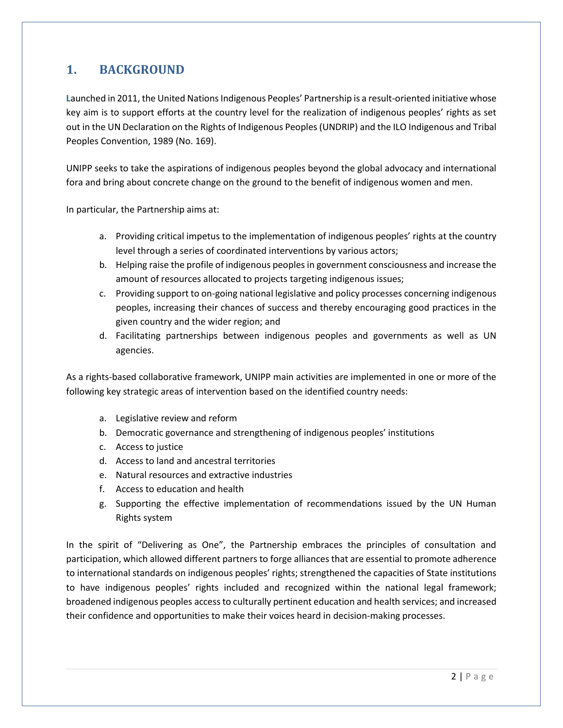## 1. BACKGROUND

Launched in 2011, the United Nations Indigenous Peoples' Partnership is a result-oriented initiative whose key aim is to support efforts at the country level for the realization of indigenous peoples' rights as set out in the UN Declaration on the Rights of Indigenous Peoples (UNDRIP) and the ILO Indigenous and Tribal Peoples Convention, 1989 (No. 169).

UNIPP seeks to take the aspirations of indigenous peoples beyond the global advocacy and international fora and bring about concrete change on the ground to the benefit of indigenous women and men.

In particular, the Partnership aims at:

a. Providing critical impetus to the implementation of indigenous peoples' rights at the country level through a series of coordinated interventions by various actors;
b. Helping raise the profile of indigenous peoples in government consciousness and increase the amount of resources allocated to projects targeting indigenous issues;
c. Providing support to on-going national legislative and policy processes concerning indigenous peoples, increasing their chances of success and thereby encouraging good practices in the given country and the wider region; and
d. Facilitating partnerships between indigenous peoples and governments as well as UN agencies.

As a rights-based collaborative framework, UNIPP main activities are implemented in one or more of the following key strategic areas of intervention based on the identified country needs:

a. Legislative review and reform
b. Democratic governance and strengthening of indigenous peoples' institutions
c. Access to justice
d. Access to land and ancestral territories
e. Natural resources and extractive industries
f. Access to education and health
g. Supporting the effective implementation of recommendations issued by the UN Human Rights system

In the spirit of "Delivering as One", the Partnership embraces the principles of consultation and participation, which allowed different partners to forge alliances that are essential to promote adherence to international standards on indigenous peoples' rights; strengthened the capacities of State institutions to have indigenous peoples' rights included and recognized within the national legal framework; broadened indigenous peoples access to culturally pertinent education and health services; and increased their confidence and opportunities to make their voices heard in decision-making processes.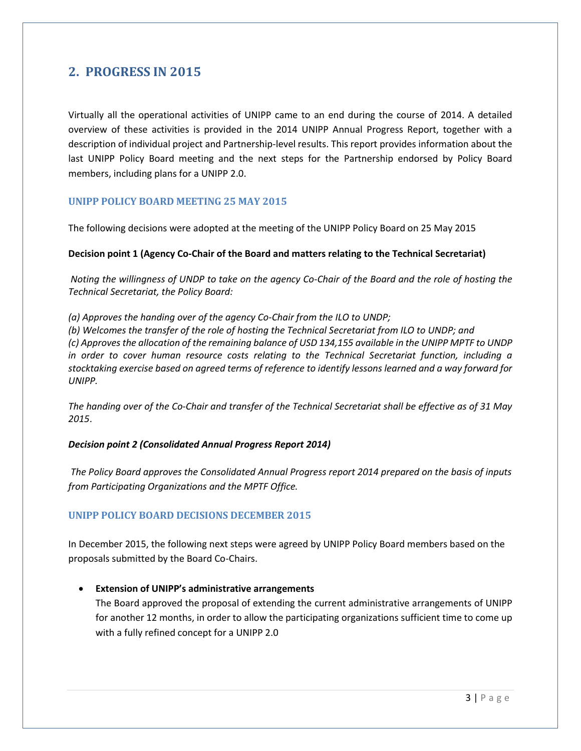## 2. PROGRESS IN 2015

Virtually all the operational activities of UNIPP came to an end during the course of 2014. A detailed overview of these activities is provided in the 2014 UNIPP Annual Progress Report, together with a description of individual project and Partnership-level results. This report provides information about the last UNIPP Policy Board meeting and the next steps for the Partnership endorsed by Policy Board members, including plans for a UNIPP 2.0.

### UNIPP POLICY BOARD MEETING 25 MAY 2015

The following decisions were adopted at the meeting of the UNIPP Policy Board on 25 May 2015

**Decision point 1 (Agency Co-Chair of the Board and matters relating to the Technical Secretariat)**

*Noting the willingness of UNDP to take on the agency Co-Chair of the Board and the role of hosting the Technical Secretariat, the Policy Board:*

*(a) Approves the handing over of the agency Co-Chair from the ILO to UNDP;*
*(b) Welcomes the transfer of the role of hosting the Technical Secretariat from ILO to UNDP; and*
*(c) Approves the allocation of the remaining balance of USD 134,155 available in the UNIPP MPTF to UNDP in order to cover human resource costs relating to the Technical Secretariat function, including a stocktaking exercise based on agreed terms of reference to identify lessons learned and a way forward for UNIPP.*

*The handing over of the Co-Chair and transfer of the Technical Secretariat shall be effective as of 31 May 2015*.

***Decision point 2 (Consolidated Annual Progress Report 2014)***

*The Policy Board approves the Consolidated Annual Progress report 2014 prepared on the basis of inputs from Participating Organizations and the MPTF Office.*

### UNIPP POLICY BOARD DECISIONS DECEMBER 2015

In December 2015, the following next steps were agreed by UNIPP Policy Board members based on the proposals submitted by the Board Co-Chairs.

- **Extension of UNIPP's administrative arrangements**
  The Board approved the proposal of extending the current administrative arrangements of UNIPP for another 12 months, in order to allow the participating organizations sufficient time to come up with a fully refined concept for a UNIPP 2.0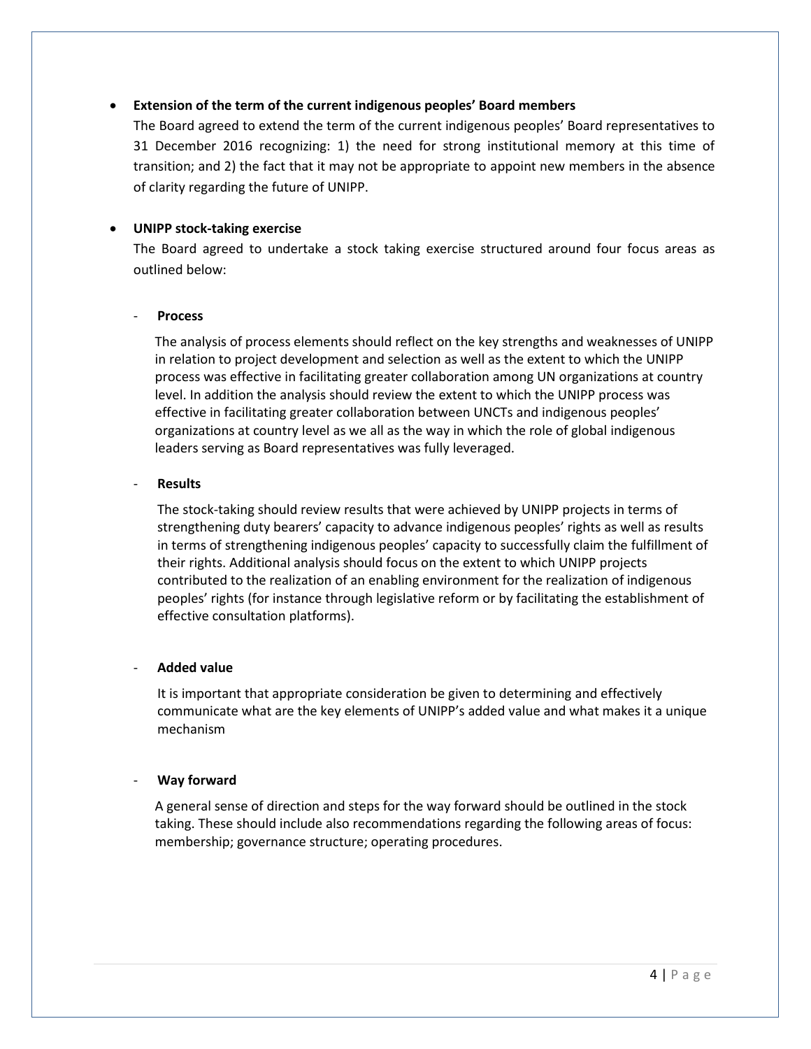- **Extension of the term of the current indigenous peoples' Board members**

  The Board agreed to extend the term of the current indigenous peoples' Board representatives to 31 December 2016 recognizing: 1) the need for strong institutional memory at this time of transition; and 2) the fact that it may not be appropriate to appoint new members in the absence of clarity regarding the future of UNIPP.

- **UNIPP stock-taking exercise**

  The Board agreed to undertake a stock taking exercise structured around four focus areas as outlined below:

  - **Process**

    The analysis of process elements should reflect on the key strengths and weaknesses of UNIPP in relation to project development and selection as well as the extent to which the UNIPP process was effective in facilitating greater collaboration among UN organizations at country level. In addition the analysis should review the extent to which the UNIPP process was effective in facilitating greater collaboration between UNCTs and indigenous peoples' organizations at country level as we all as the way in which the role of global indigenous leaders serving as Board representatives was fully leveraged.

  - **Results**

    The stock-taking should review results that were achieved by UNIPP projects in terms of strengthening duty bearers' capacity to advance indigenous peoples' rights as well as results in terms of strengthening indigenous peoples' capacity to successfully claim the fulfillment of their rights. Additional analysis should focus on the extent to which UNIPP projects contributed to the realization of an enabling environment for the realization of indigenous peoples' rights (for instance through legislative reform or by facilitating the establishment of effective consultation platforms).

  - **Added value**

    It is important that appropriate consideration be given to determining and effectively communicate what are the key elements of UNIPP's added value and what makes it a unique mechanism

  - **Way forward**

    A general sense of direction and steps for the way forward should be outlined in the stock taking. These should include also recommendations regarding the following areas of focus: membership; governance structure; operating procedures.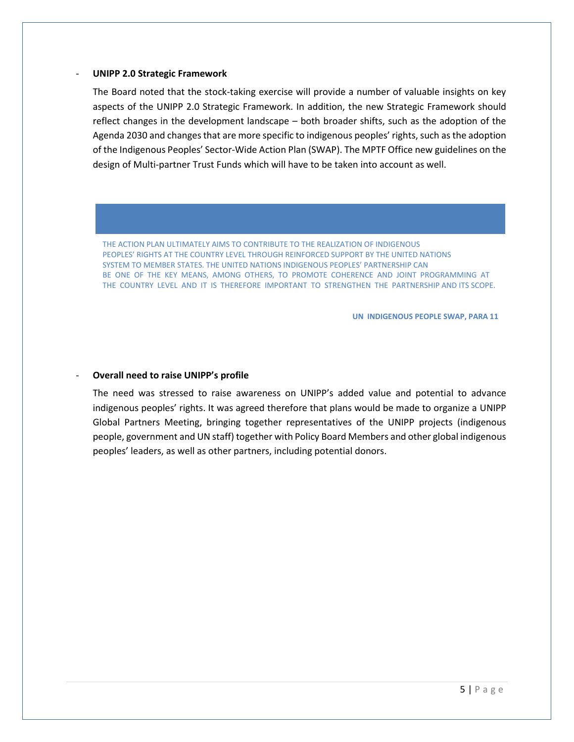- **UNIPP 2.0 Strategic Framework**

  The Board noted that the stock-taking exercise will provide a number of valuable insights on key aspects of the UNIPP 2.0 Strategic Framework. In addition, the new Strategic Framework should reflect changes in the development landscape – both broader shifts, such as the adoption of the Agenda 2030 and changes that are more specific to indigenous peoples' rights, such as the adoption of the Indigenous Peoples' Sector-Wide Action Plan (SWAP). The MPTF Office new guidelines on the design of Multi-partner Trust Funds which will have to be taken into account as well.

> THE ACTION PLAN ULTIMATELY AIMS TO CONTRIBUTE TO THE REALIZATION OF INDIGENOUS PEOPLES' RIGHTS AT THE COUNTRY LEVEL THROUGH REINFORCED SUPPORT BY THE UNITED NATIONS SYSTEM TO MEMBER STATES. THE UNITED NATIONS INDIGENOUS PEOPLES' PARTNERSHIP CAN BE ONE OF THE KEY MEANS, AMONG OTHERS, TO PROMOTE COHERENCE AND JOINT PROGRAMMING AT THE COUNTRY LEVEL AND IT IS THEREFORE IMPORTANT TO STRENGTHEN THE PARTNERSHIP AND ITS SCOPE.
>
> **UN INDIGENOUS PEOPLE SWAP, PARA 11**

- **Overall need to raise UNIPP's profile**

  The need was stressed to raise awareness on UNIPP's added value and potential to advance indigenous peoples' rights. It was agreed therefore that plans would be made to organize a UNIPP Global Partners Meeting, bringing together representatives of the UNIPP projects (indigenous people, government and UN staff) together with Policy Board Members and other global indigenous peoples' leaders, as well as other partners, including potential donors.